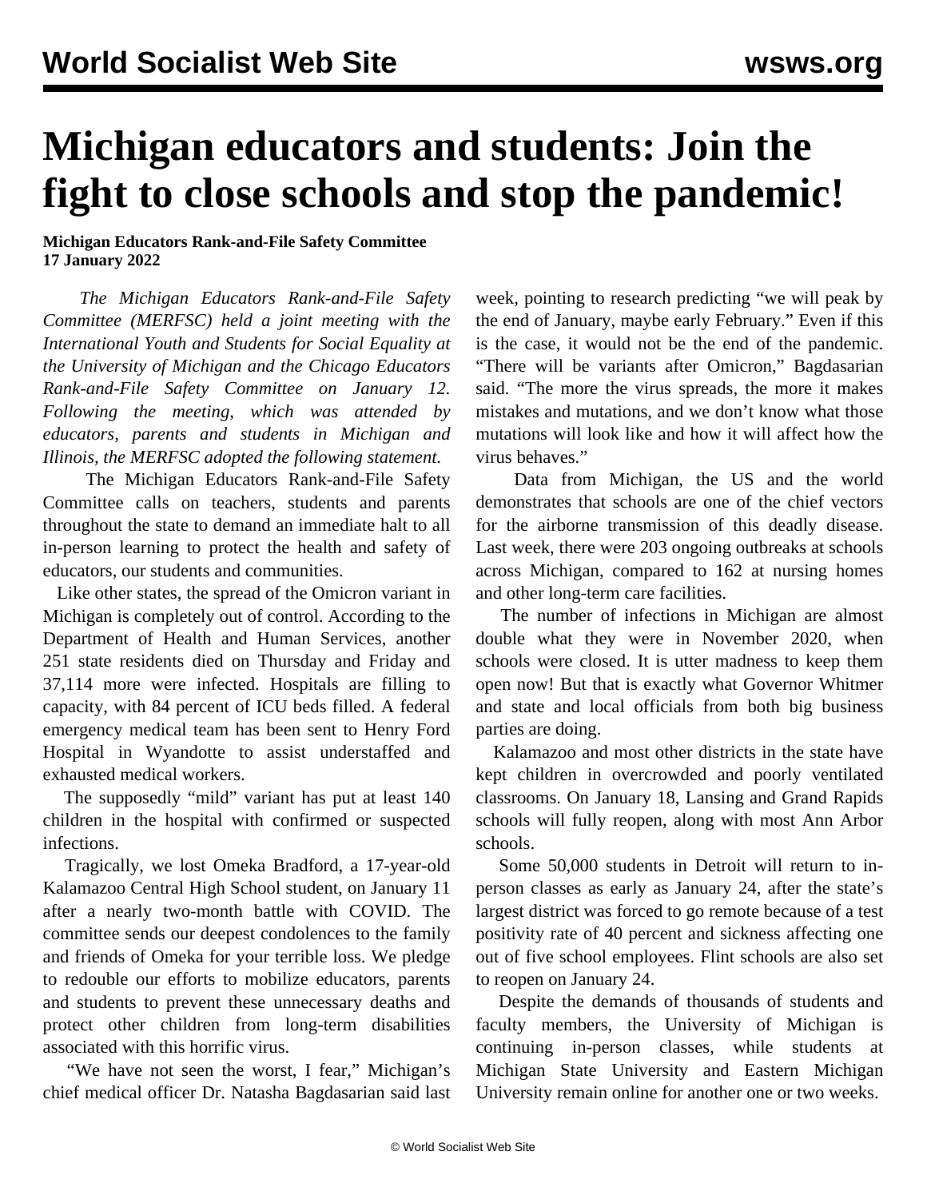# Michigan educators and students: Join the fight to close schools and stop the pandemic!

**Michigan Educators Rank-and-File Safety Committee**
**17 January 2022**

*The Michigan Educators Rank-and-File Safety Committee (MERFSC) held a joint meeting with the International Youth and Students for Social Equality at the University of Michigan and the Chicago Educators Rank-and-File Safety Committee on January 12. Following the meeting, which was attended by educators, parents and students in Michigan and Illinois, the MERFSC adopted the following statement.*

The Michigan Educators Rank-and-File Safety Committee calls on teachers, students and parents throughout the state to demand an immediate halt to all in-person learning to protect the health and safety of educators, our students and communities.

Like other states, the spread of the Omicron variant in Michigan is completely out of control. According to the Department of Health and Human Services, another 251 state residents died on Thursday and Friday and 37,114 more were infected. Hospitals are filling to capacity, with 84 percent of ICU beds filled. A federal emergency medical team has been sent to Henry Ford Hospital in Wyandotte to assist understaffed and exhausted medical workers.

The supposedly "mild" variant has put at least 140 children in the hospital with confirmed or suspected infections.

Tragically, we lost Omeka Bradford, a 17-year-old Kalamazoo Central High School student, on January 11 after a nearly two-month battle with COVID. The committee sends our deepest condolences to the family and friends of Omeka for your terrible loss. We pledge to redouble our efforts to mobilize educators, parents and students to prevent these unnecessary deaths and protect other children from long-term disabilities associated with this horrific virus.

"We have not seen the worst, I fear," Michigan's chief medical officer Dr. Natasha Bagdasarian said last week, pointing to research predicting "we will peak by the end of January, maybe early February." Even if this is the case, it would not be the end of the pandemic. "There will be variants after Omicron," Bagdasarian said. "The more the virus spreads, the more it makes mistakes and mutations, and we don't know what those mutations will look like and how it will affect how the virus behaves."

Data from Michigan, the US and the world demonstrates that schools are one of the chief vectors for the airborne transmission of this deadly disease. Last week, there were 203 ongoing outbreaks at schools across Michigan, compared to 162 at nursing homes and other long-term care facilities.

The number of infections in Michigan are almost double what they were in November 2020, when schools were closed. It is utter madness to keep them open now! But that is exactly what Governor Whitmer and state and local officials from both big business parties are doing.

Kalamazoo and most other districts in the state have kept children in overcrowded and poorly ventilated classrooms. On January 18, Lansing and Grand Rapids schools will fully reopen, along with most Ann Arbor schools.

Some 50,000 students in Detroit will return to in-person classes as early as January 24, after the state's largest district was forced to go remote because of a test positivity rate of 40 percent and sickness affecting one out of five school employees. Flint schools are also set to reopen on January 24.

Despite the demands of thousands of students and faculty members, the University of Michigan is continuing in-person classes, while students at Michigan State University and Eastern Michigan University remain online for another one or two weeks.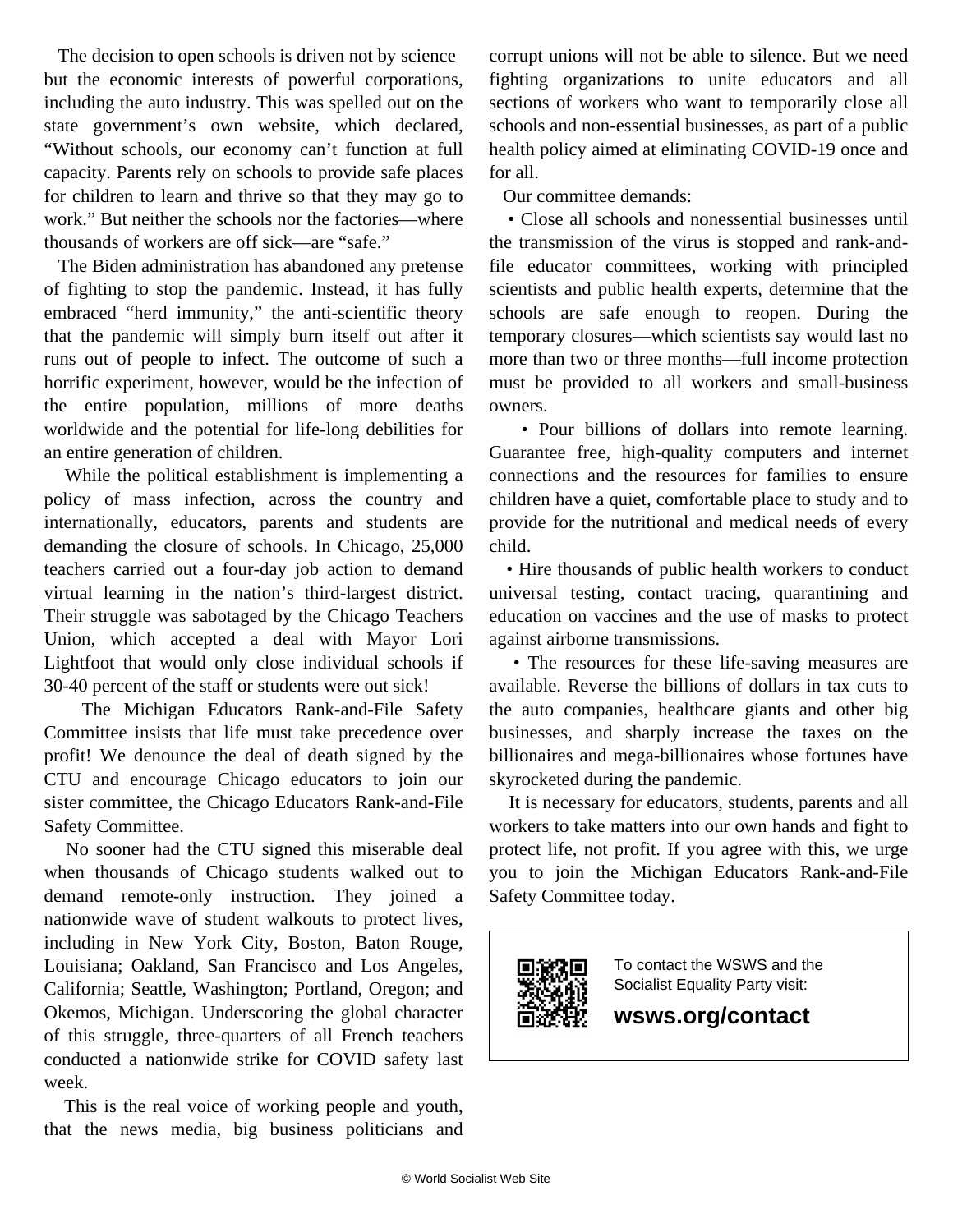The decision to open schools is driven not by science but the economic interests of powerful corporations, including the auto industry. This was spelled out on the state government's own website, which declared, "Without schools, our economy can't function at full capacity. Parents rely on schools to provide safe places for children to learn and thrive so that they may go to work." But neither the schools nor the factories—where thousands of workers are off sick—are "safe."

The Biden administration has abandoned any pretense of fighting to stop the pandemic. Instead, it has fully embraced "herd immunity," the anti-scientific theory that the pandemic will simply burn itself out after it runs out of people to infect. The outcome of such a horrific experiment, however, would be the infection of the entire population, millions of more deaths worldwide and the potential for life-long debilities for an entire generation of children.

While the political establishment is implementing a policy of mass infection, across the country and internationally, educators, parents and students are demanding the closure of schools. In Chicago, 25,000 teachers carried out a four-day job action to demand virtual learning in the nation's third-largest district. Their struggle was sabotaged by the Chicago Teachers Union, which accepted a deal with Mayor Lori Lightfoot that would only close individual schools if 30-40 percent of the staff or students were out sick!

The Michigan Educators Rank-and-File Safety Committee insists that life must take precedence over profit! We denounce the deal of death signed by the CTU and encourage Chicago educators to join our sister committee, the Chicago Educators Rank-and-File Safety Committee.

No sooner had the CTU signed this miserable deal when thousands of Chicago students walked out to demand remote-only instruction. They joined a nationwide wave of student walkouts to protect lives, including in New York City, Boston, Baton Rouge, Louisiana; Oakland, San Francisco and Los Angeles, California; Seattle, Washington; Portland, Oregon; and Okemos, Michigan. Underscoring the global character of this struggle, three-quarters of all French teachers conducted a nationwide strike for COVID safety last week.

This is the real voice of working people and youth, that the news media, big business politicians and corrupt unions will not be able to silence. But we need fighting organizations to unite educators and all sections of workers who want to temporarily close all schools and non-essential businesses, as part of a public health policy aimed at eliminating COVID-19 once and for all.

Our committee demands:

- Close all schools and nonessential businesses until the transmission of the virus is stopped and rank-and-file educator committees, working with principled scientists and public health experts, determine that the schools are safe enough to reopen. During the temporary closures—which scientists say would last no more than two or three months—full income protection must be provided to all workers and small-business owners.
- Pour billions of dollars into remote learning. Guarantee free, high-quality computers and internet connections and the resources for families to ensure children have a quiet, comfortable place to study and to provide for the nutritional and medical needs of every child.
- Hire thousands of public health workers to conduct universal testing, contact tracing, quarantining and education on vaccines and the use of masks to protect against airborne transmissions.
- The resources for these life-saving measures are available. Reverse the billions of dollars in tax cuts to the auto companies, healthcare giants and other big businesses, and sharply increase the taxes on the billionaires and mega-billionaires whose fortunes have skyrocketed during the pandemic.

It is necessary for educators, students, parents and all workers to take matters into our own hands and fight to protect life, not profit. If you agree with this, we urge you to join the Michigan Educators Rank-and-File Safety Committee today.

To contact the WSWS and the Socialist Equality Party visit:

**wsws.org/contact**